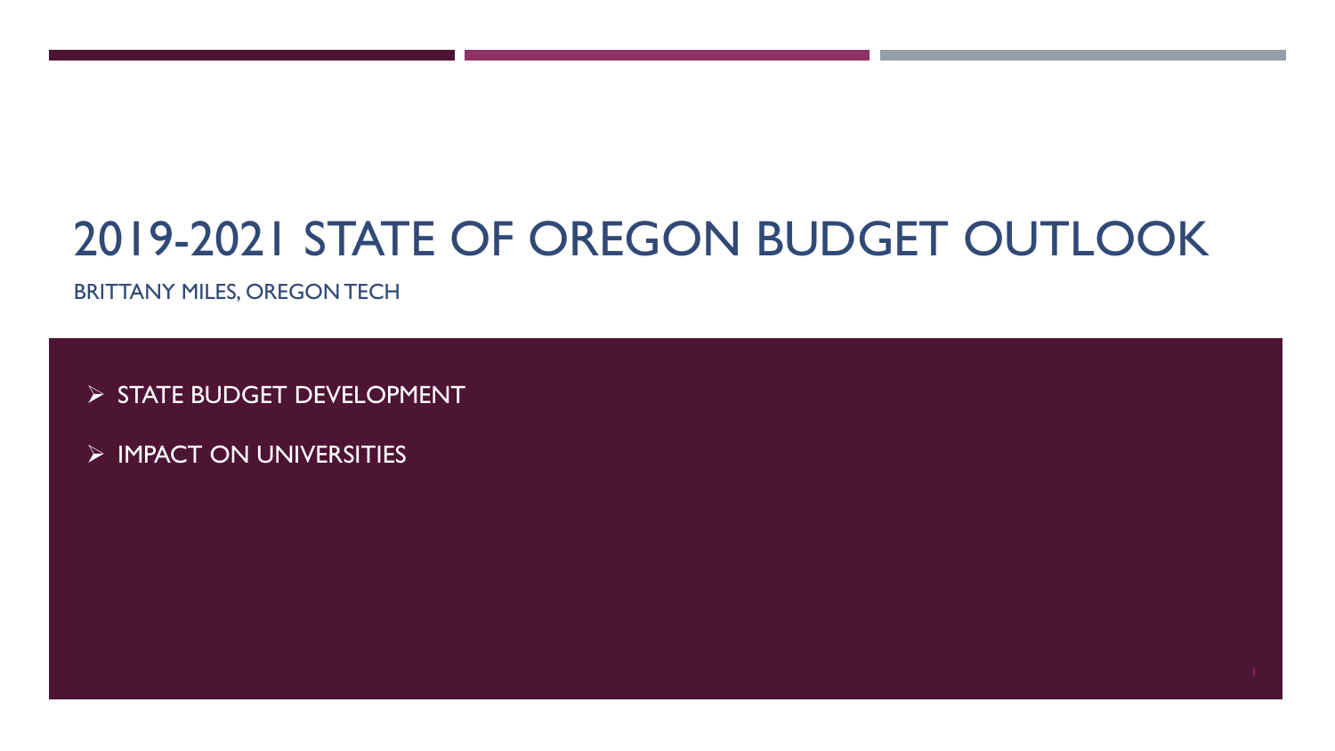# 2019-2021 STATE OF OREGON BUDGET OUTLOOK

BRITTANY MILES, OREGON TECH

- STATE BUDGET DEVELOPMENT
- IMPACT ON UNIVERSITIES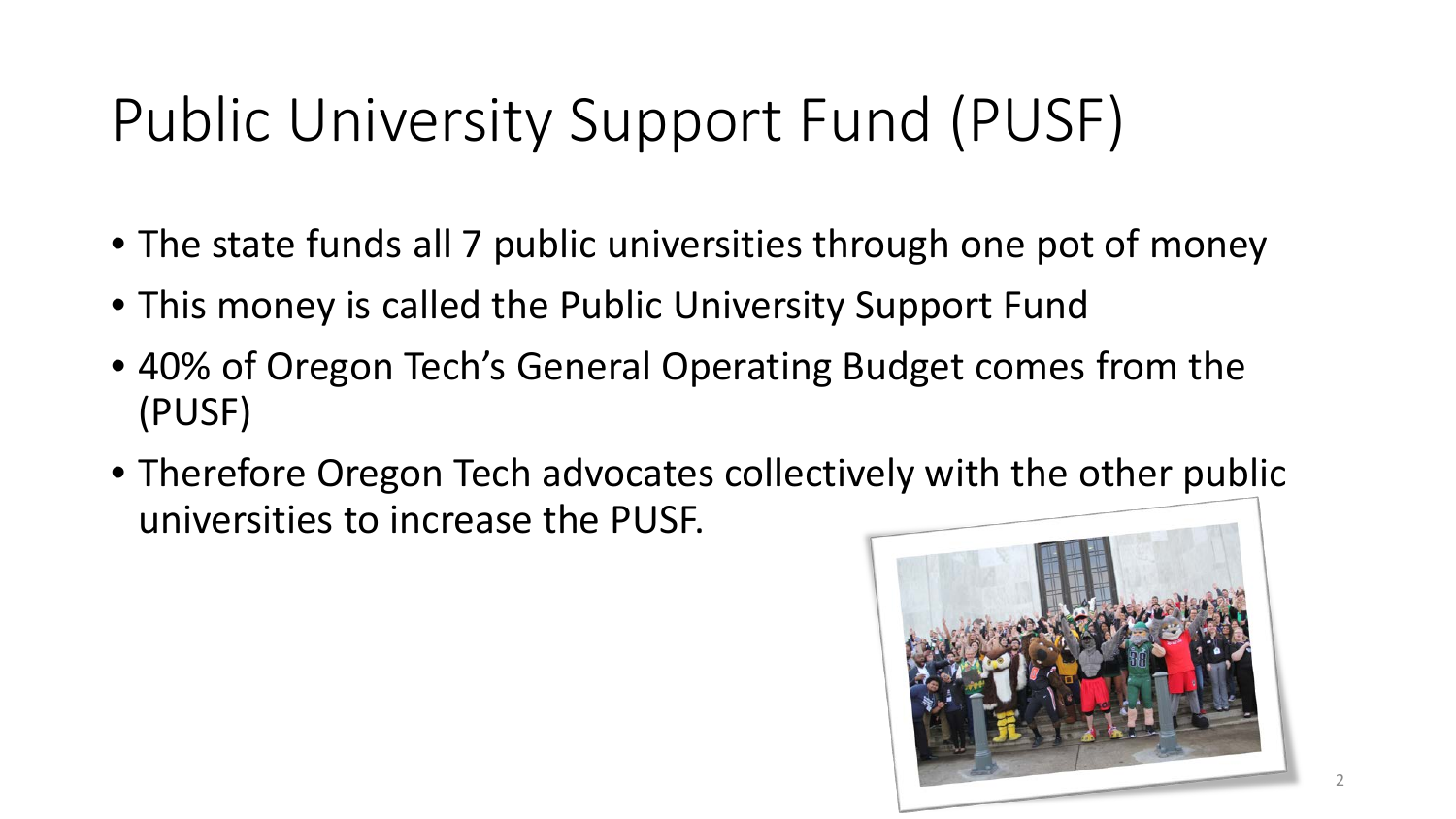# Public University Support Fund (PUSF)

- The state funds all 7 public universities through one pot of money
- This money is called the Public University Support Fund
- 40% of Oregon Tech's General Operating Budget comes from the (PUSF)
- Therefore Oregon Tech advocates collectively with the other public universities to increase the PUSF.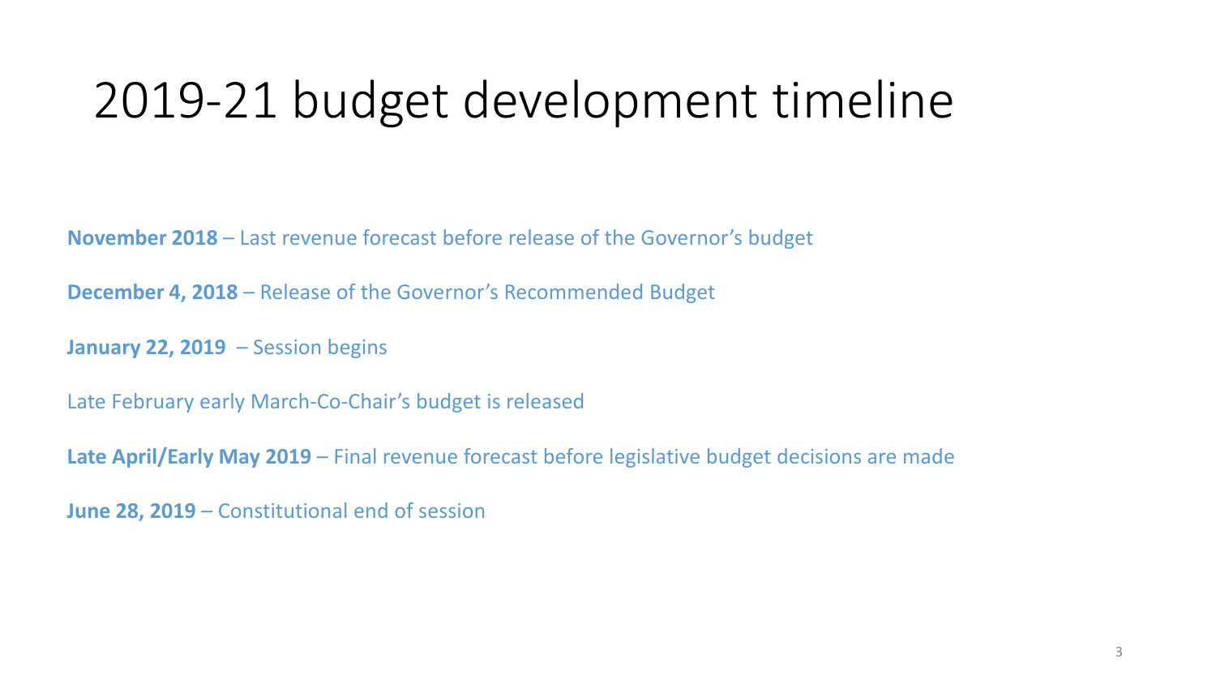# 2019-21 budget development timeline

**November 2018** – Last revenue forecast before release of the Governor's budget

**December 4, 2018** – Release of the Governor's Recommended Budget

**January 22, 2019** – Session begins

Late February early March-Co-Chair's budget is released

**Late April/Early May 2019** – Final revenue forecast before legislative budget decisions are made

**June 28, 2019** – Constitutional end of session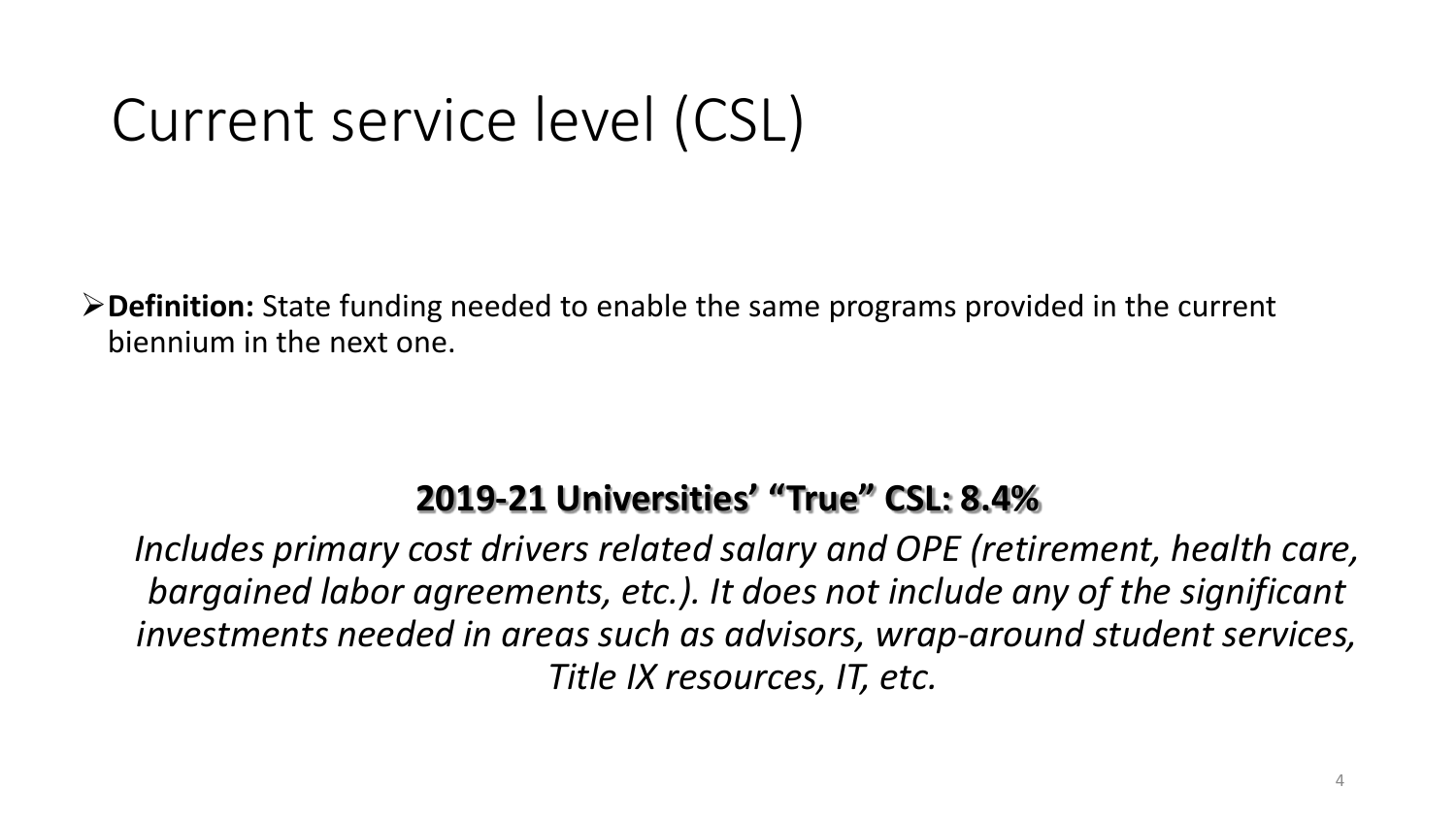# Current service level (CSL)

- **Definition:** State funding needed to enable the same programs provided in the current biennium in the next one.

**2019-21 Universities' "True" CSL: 8.4%**

*Includes primary cost drivers related salary and OPE (retirement, health care, bargained labor agreements, etc.). It does not include any of the significant investments needed in areas such as advisors, wrap-around student services, Title IX resources, IT, etc.*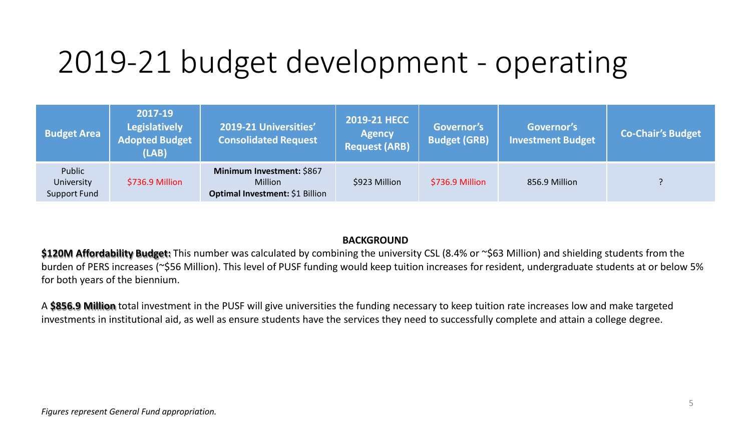# 2019-21 budget development - operating

| Budget Area | 2017-19 Legislatively Adopted Budget (LAB) | 2019-21 Universities' Consolidated Request | 2019-21 HECC Agency Request (ARB) | Governor's Budget (GRB) | Governor's Investment Budget | Co-Chair's Budget |
|---|---|---|---|---|---|---|
| Public University Support Fund | $736.9 Million | **Minimum Investment:** $867 Million **Optimal Investment:** $1 Billion | $923 Million | $736.9 Million | 856.9 Million | ? |

**BACKGROUND**

**$120M Affordability Budget:** This number was calculated by combining the university CSL (8.4% or ~$63 Million) and shielding students from the burden of PERS increases (~$56 Million). This level of PUSF funding would keep tuition increases for resident, undergraduate students at or below 5% for both years of the biennium.

A **$856.9 Million** total investment in the PUSF will give universities the funding necessary to keep tuition rate increases low and make targeted investments in institutional aid, as well as ensure students have the services they need to successfully complete and attain a college degree.

*Figures represent General Fund appropriation.*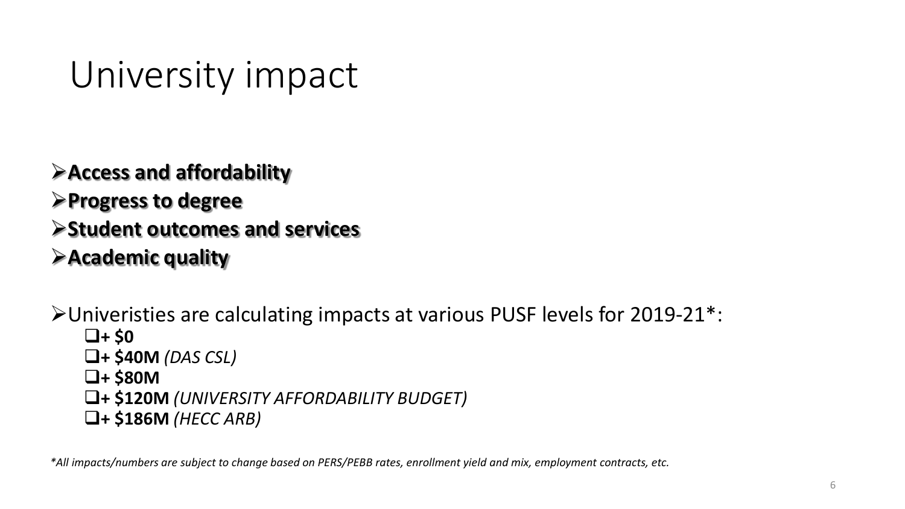# University impact

- **Access and affordability**
- **Progress to degree**
- **Student outcomes and services**
- **Academic quality**

- Univeristies are calculating impacts at various PUSF levels for 2019-21*:
  - **+ $0**
  - **+ $40M** *(DAS CSL)*
  - **+ $80M**
  - **+ $120M** *(UNIVERSITY AFFORDABILITY BUDGET)*
  - **+ $186M** *(HECC ARB)*

*\*All impacts/numbers are subject to change based on PERS/PEBB rates, enrollment yield and mix, employment contracts, etc.*